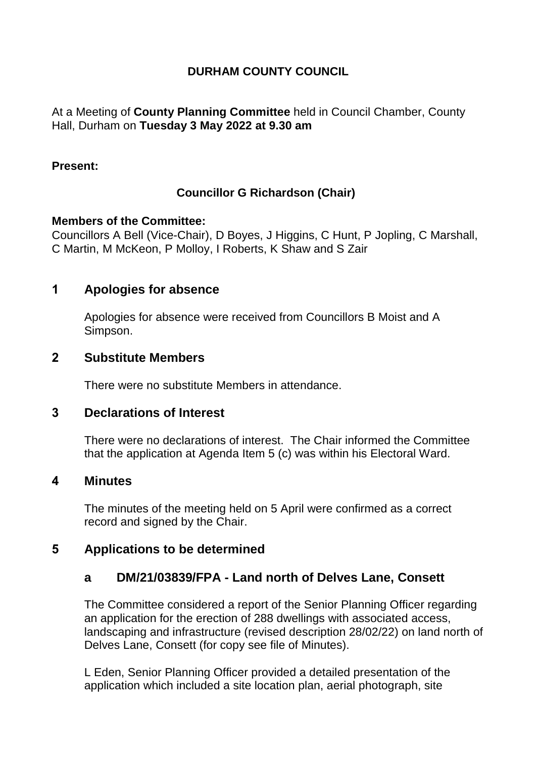# DURHAM COUNTY COUNCIL

At a Meeting of **County Planning Committee** held in Council Chamber, County Hall, Durham on **Tuesday 3 May 2022 at 9.30 am**

**Present:**

**Councillor G Richardson (Chair)**

**Members of the Committee:**
Councillors A Bell (Vice-Chair), D Boyes, J Higgins, C Hunt, P Jopling, C Marshall, C Martin, M McKeon, P Molloy, I Roberts, K Shaw and S Zair

## 1 Apologies for absence

Apologies for absence were received from Councillors B Moist and A Simpson.

## 2 Substitute Members

There were no substitute Members in attendance.

## 3 Declarations of Interest

There were no declarations of interest. The Chair informed the Committee that the application at Agenda Item 5 (c) was within his Electoral Ward.

## 4 Minutes

The minutes of the meeting held on 5 April were confirmed as a correct record and signed by the Chair.

## 5 Applications to be determined

### a DM/21/03839/FPA - Land north of Delves Lane, Consett

The Committee considered a report of the Senior Planning Officer regarding an application for the erection of 288 dwellings with associated access, landscaping and infrastructure (revised description 28/02/22) on land north of Delves Lane, Consett (for copy see file of Minutes).

L Eden, Senior Planning Officer provided a detailed presentation of the application which included a site location plan, aerial photograph, site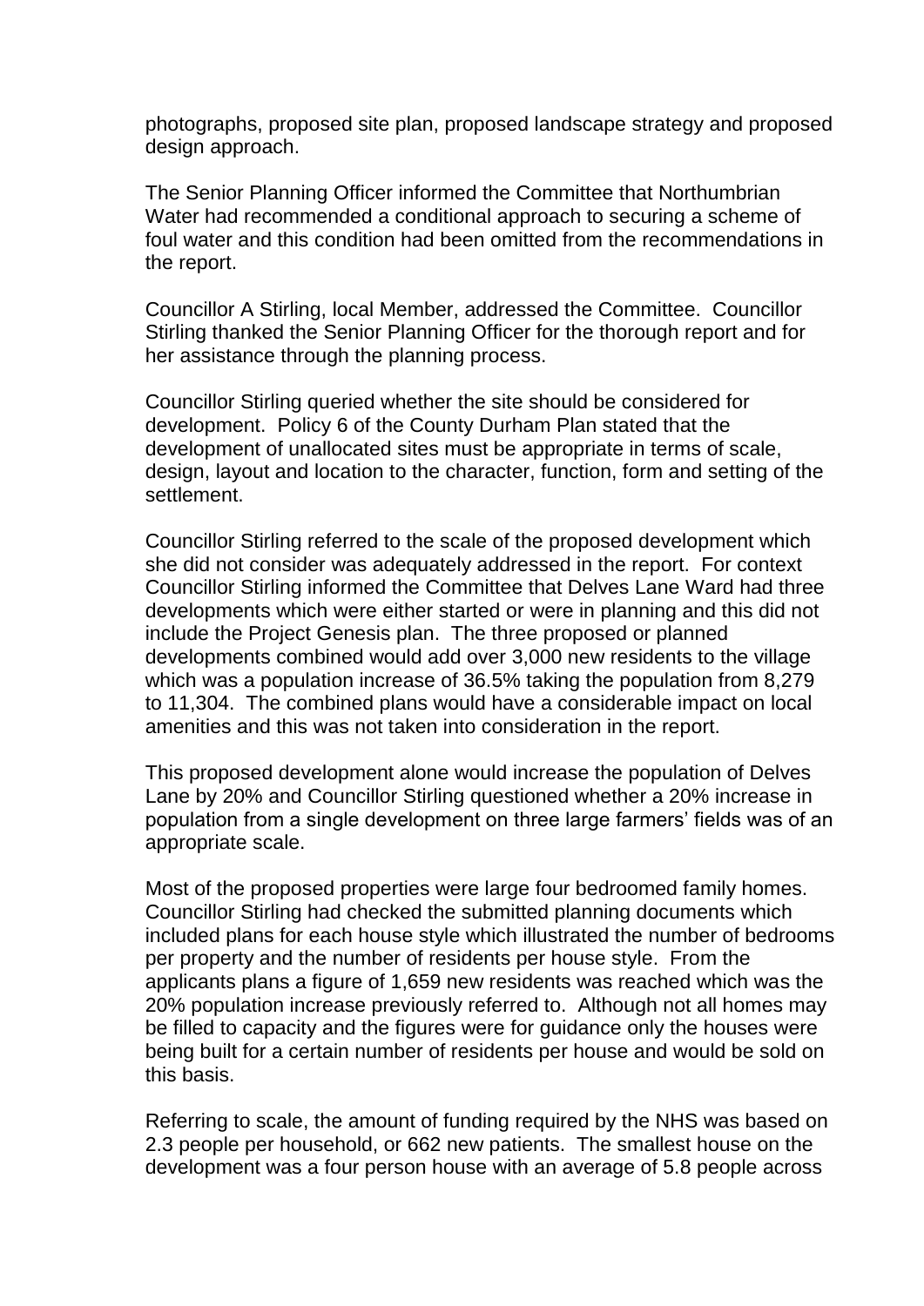photographs, proposed site plan, proposed landscape strategy and proposed design approach.

The Senior Planning Officer informed the Committee that Northumbrian Water had recommended a conditional approach to securing a scheme of foul water and this condition had been omitted from the recommendations in the report.

Councillor A Stirling, local Member, addressed the Committee. Councillor Stirling thanked the Senior Planning Officer for the thorough report and for her assistance through the planning process.

Councillor Stirling queried whether the site should be considered for development. Policy 6 of the County Durham Plan stated that the development of unallocated sites must be appropriate in terms of scale, design, layout and location to the character, function, form and setting of the settlement.

Councillor Stirling referred to the scale of the proposed development which she did not consider was adequately addressed in the report. For context Councillor Stirling informed the Committee that Delves Lane Ward had three developments which were either started or were in planning and this did not include the Project Genesis plan. The three proposed or planned developments combined would add over 3,000 new residents to the village which was a population increase of 36.5% taking the population from 8,279 to 11,304. The combined plans would have a considerable impact on local amenities and this was not taken into consideration in the report.

This proposed development alone would increase the population of Delves Lane by 20% and Councillor Stirling questioned whether a 20% increase in population from a single development on three large farmers' fields was of an appropriate scale.

Most of the proposed properties were large four bedroomed family homes. Councillor Stirling had checked the submitted planning documents which included plans for each house style which illustrated the number of bedrooms per property and the number of residents per house style. From the applicants plans a figure of 1,659 new residents was reached which was the 20% population increase previously referred to. Although not all homes may be filled to capacity and the figures were for guidance only the houses were being built for a certain number of residents per house and would be sold on this basis.

Referring to scale, the amount of funding required by the NHS was based on 2.3 people per household, or 662 new patients. The smallest house on the development was a four person house with an average of 5.8 people across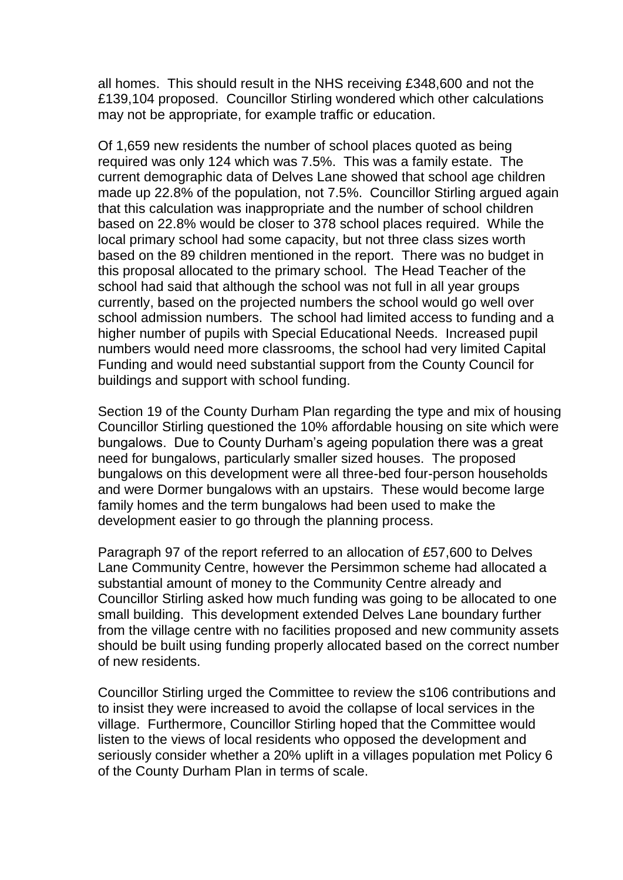all homes. This should result in the NHS receiving £348,600 and not the £139,104 proposed. Councillor Stirling wondered which other calculations may not be appropriate, for example traffic or education.

Of 1,659 new residents the number of school places quoted as being required was only 124 which was 7.5%. This was a family estate. The current demographic data of Delves Lane showed that school age children made up 22.8% of the population, not 7.5%. Councillor Stirling argued again that this calculation was inappropriate and the number of school children based on 22.8% would be closer to 378 school places required. While the local primary school had some capacity, but not three class sizes worth based on the 89 children mentioned in the report. There was no budget in this proposal allocated to the primary school. The Head Teacher of the school had said that although the school was not full in all year groups currently, based on the projected numbers the school would go well over school admission numbers. The school had limited access to funding and a higher number of pupils with Special Educational Needs. Increased pupil numbers would need more classrooms, the school had very limited Capital Funding and would need substantial support from the County Council for buildings and support with school funding.

Section 19 of the County Durham Plan regarding the type and mix of housing Councillor Stirling questioned the 10% affordable housing on site which were bungalows. Due to County Durham's ageing population there was a great need for bungalows, particularly smaller sized houses. The proposed bungalows on this development were all three-bed four-person households and were Dormer bungalows with an upstairs. These would become large family homes and the term bungalows had been used to make the development easier to go through the planning process.

Paragraph 97 of the report referred to an allocation of £57,600 to Delves Lane Community Centre, however the Persimmon scheme had allocated a substantial amount of money to the Community Centre already and Councillor Stirling asked how much funding was going to be allocated to one small building. This development extended Delves Lane boundary further from the village centre with no facilities proposed and new community assets should be built using funding properly allocated based on the correct number of new residents.

Councillor Stirling urged the Committee to review the s106 contributions and to insist they were increased to avoid the collapse of local services in the village. Furthermore, Councillor Stirling hoped that the Committee would listen to the views of local residents who opposed the development and seriously consider whether a 20% uplift in a villages population met Policy 6 of the County Durham Plan in terms of scale.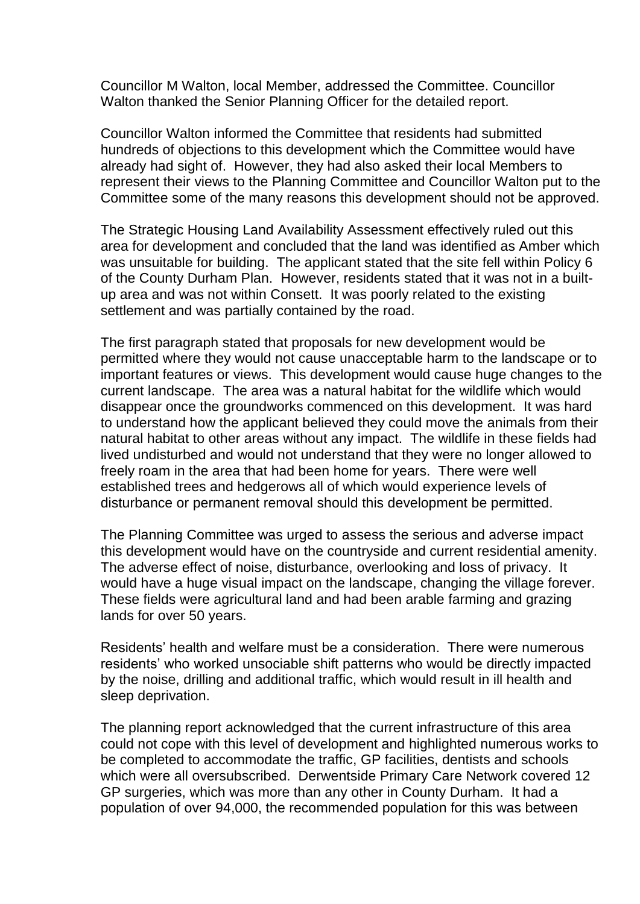Councillor M Walton, local Member, addressed the Committee. Councillor Walton thanked the Senior Planning Officer for the detailed report.

Councillor Walton informed the Committee that residents had submitted hundreds of objections to this development which the Committee would have already had sight of. However, they had also asked their local Members to represent their views to the Planning Committee and Councillor Walton put to the Committee some of the many reasons this development should not be approved.

The Strategic Housing Land Availability Assessment effectively ruled out this area for development and concluded that the land was identified as Amber which was unsuitable for building. The applicant stated that the site fell within Policy 6 of the County Durham Plan. However, residents stated that it was not in a built-up area and was not within Consett. It was poorly related to the existing settlement and was partially contained by the road.

The first paragraph stated that proposals for new development would be permitted where they would not cause unacceptable harm to the landscape or to important features or views. This development would cause huge changes to the current landscape. The area was a natural habitat for the wildlife which would disappear once the groundworks commenced on this development. It was hard to understand how the applicant believed they could move the animals from their natural habitat to other areas without any impact. The wildlife in these fields had lived undisturbed and would not understand that they were no longer allowed to freely roam in the area that had been home for years. There were well established trees and hedgerows all of which would experience levels of disturbance or permanent removal should this development be permitted.

The Planning Committee was urged to assess the serious and adverse impact this development would have on the countryside and current residential amenity. The adverse effect of noise, disturbance, overlooking and loss of privacy. It would have a huge visual impact on the landscape, changing the village forever. These fields were agricultural land and had been arable farming and grazing lands for over 50 years.

Residents' health and welfare must be a consideration. There were numerous residents' who worked unsociable shift patterns who would be directly impacted by the noise, drilling and additional traffic, which would result in ill health and sleep deprivation.

The planning report acknowledged that the current infrastructure of this area could not cope with this level of development and highlighted numerous works to be completed to accommodate the traffic, GP facilities, dentists and schools which were all oversubscribed. Derwentside Primary Care Network covered 12 GP surgeries, which was more than any other in County Durham. It had a population of over 94,000, the recommended population for this was between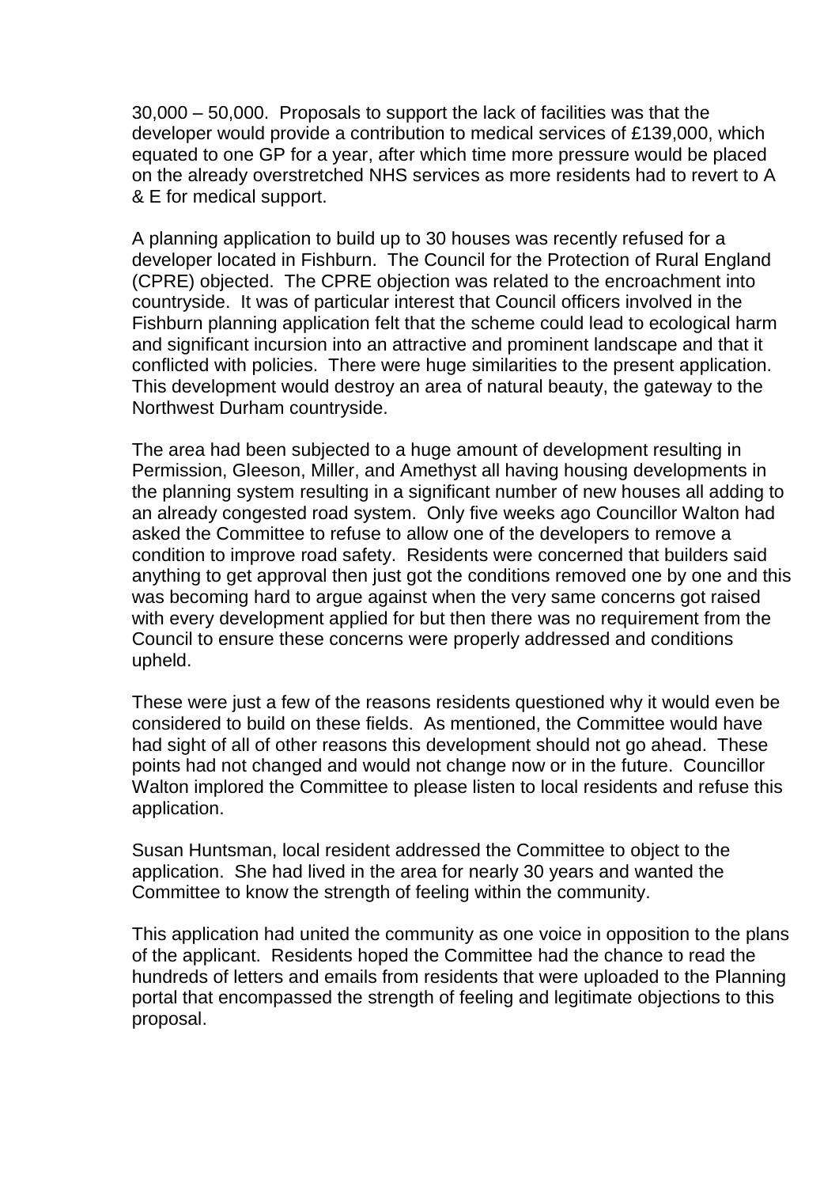30,000 – 50,000. Proposals to support the lack of facilities was that the developer would provide a contribution to medical services of £139,000, which equated to one GP for a year, after which time more pressure would be placed on the already overstretched NHS services as more residents had to revert to A & E for medical support.

A planning application to build up to 30 houses was recently refused for a developer located in Fishburn. The Council for the Protection of Rural England (CPRE) objected. The CPRE objection was related to the encroachment into countryside. It was of particular interest that Council officers involved in the Fishburn planning application felt that the scheme could lead to ecological harm and significant incursion into an attractive and prominent landscape and that it conflicted with policies. There were huge similarities to the present application. This development would destroy an area of natural beauty, the gateway to the Northwest Durham countryside.

The area had been subjected to a huge amount of development resulting in Permission, Gleeson, Miller, and Amethyst all having housing developments in the planning system resulting in a significant number of new houses all adding to an already congested road system. Only five weeks ago Councillor Walton had asked the Committee to refuse to allow one of the developers to remove a condition to improve road safety. Residents were concerned that builders said anything to get approval then just got the conditions removed one by one and this was becoming hard to argue against when the very same concerns got raised with every development applied for but then there was no requirement from the Council to ensure these concerns were properly addressed and conditions upheld.

These were just a few of the reasons residents questioned why it would even be considered to build on these fields. As mentioned, the Committee would have had sight of all of other reasons this development should not go ahead. These points had not changed and would not change now or in the future. Councillor Walton implored the Committee to please listen to local residents and refuse this application.

Susan Huntsman, local resident addressed the Committee to object to the application. She had lived in the area for nearly 30 years and wanted the Committee to know the strength of feeling within the community.

This application had united the community as one voice in opposition to the plans of the applicant. Residents hoped the Committee had the chance to read the hundreds of letters and emails from residents that were uploaded to the Planning portal that encompassed the strength of feeling and legitimate objections to this proposal.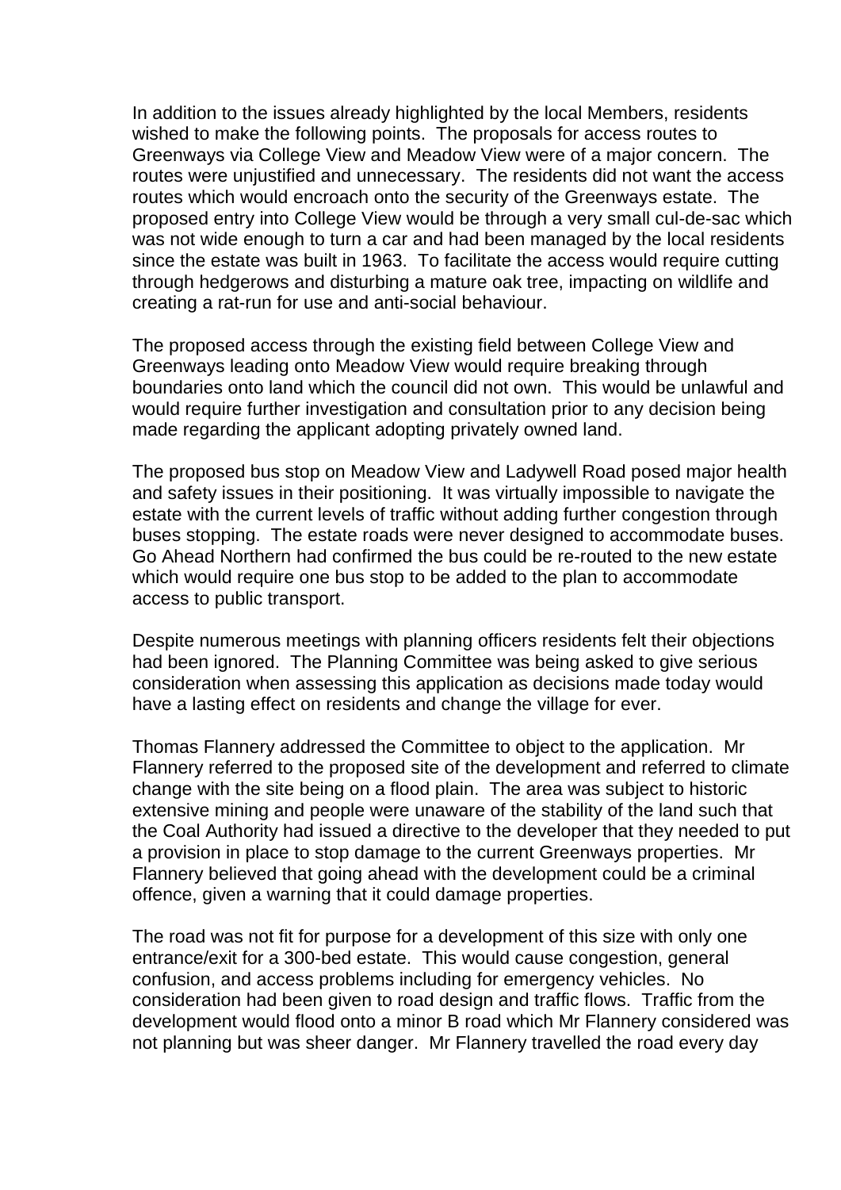In addition to the issues already highlighted by the local Members, residents wished to make the following points. The proposals for access routes to Greenways via College View and Meadow View were of a major concern. The routes were unjustified and unnecessary. The residents did not want the access routes which would encroach onto the security of the Greenways estate. The proposed entry into College View would be through a very small cul-de-sac which was not wide enough to turn a car and had been managed by the local residents since the estate was built in 1963. To facilitate the access would require cutting through hedgerows and disturbing a mature oak tree, impacting on wildlife and creating a rat-run for use and anti-social behaviour.

The proposed access through the existing field between College View and Greenways leading onto Meadow View would require breaking through boundaries onto land which the council did not own. This would be unlawful and would require further investigation and consultation prior to any decision being made regarding the applicant adopting privately owned land.

The proposed bus stop on Meadow View and Ladywell Road posed major health and safety issues in their positioning. It was virtually impossible to navigate the estate with the current levels of traffic without adding further congestion through buses stopping. The estate roads were never designed to accommodate buses. Go Ahead Northern had confirmed the bus could be re-routed to the new estate which would require one bus stop to be added to the plan to accommodate access to public transport.

Despite numerous meetings with planning officers residents felt their objections had been ignored. The Planning Committee was being asked to give serious consideration when assessing this application as decisions made today would have a lasting effect on residents and change the village for ever.

Thomas Flannery addressed the Committee to object to the application. Mr Flannery referred to the proposed site of the development and referred to climate change with the site being on a flood plain. The area was subject to historic extensive mining and people were unaware of the stability of the land such that the Coal Authority had issued a directive to the developer that they needed to put a provision in place to stop damage to the current Greenways properties. Mr Flannery believed that going ahead with the development could be a criminal offence, given a warning that it could damage properties.

The road was not fit for purpose for a development of this size with only one entrance/exit for a 300-bed estate. This would cause congestion, general confusion, and access problems including for emergency vehicles. No consideration had been given to road design and traffic flows. Traffic from the development would flood onto a minor B road which Mr Flannery considered was not planning but was sheer danger. Mr Flannery travelled the road every day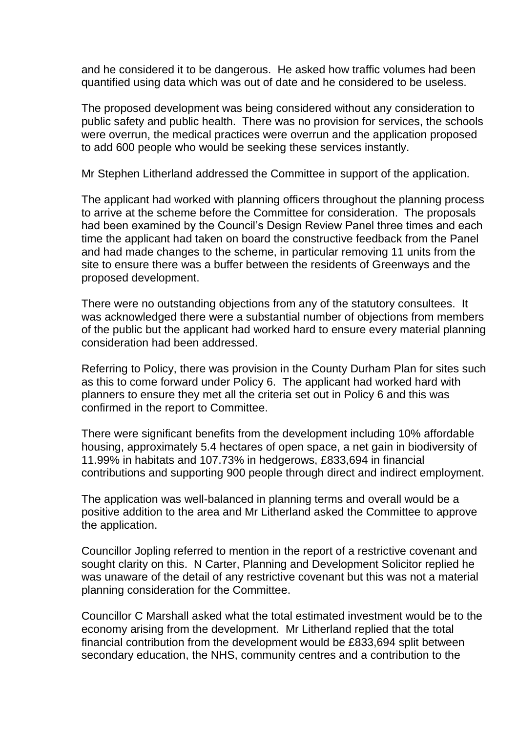and he considered it to be dangerous. He asked how traffic volumes had been quantified using data which was out of date and he considered to be useless.

The proposed development was being considered without any consideration to public safety and public health. There was no provision for services, the schools were overrun, the medical practices were overrun and the application proposed to add 600 people who would be seeking these services instantly.

Mr Stephen Litherland addressed the Committee in support of the application.

The applicant had worked with planning officers throughout the planning process to arrive at the scheme before the Committee for consideration. The proposals had been examined by the Council's Design Review Panel three times and each time the applicant had taken on board the constructive feedback from the Panel and had made changes to the scheme, in particular removing 11 units from the site to ensure there was a buffer between the residents of Greenways and the proposed development.

There were no outstanding objections from any of the statutory consultees. It was acknowledged there were a substantial number of objections from members of the public but the applicant had worked hard to ensure every material planning consideration had been addressed.

Referring to Policy, there was provision in the County Durham Plan for sites such as this to come forward under Policy 6. The applicant had worked hard with planners to ensure they met all the criteria set out in Policy 6 and this was confirmed in the report to Committee.

There were significant benefits from the development including 10% affordable housing, approximately 5.4 hectares of open space, a net gain in biodiversity of 11.99% in habitats and 107.73% in hedgerows, £833,694 in financial contributions and supporting 900 people through direct and indirect employment.

The application was well-balanced in planning terms and overall would be a positive addition to the area and Mr Litherland asked the Committee to approve the application.

Councillor Jopling referred to mention in the report of a restrictive covenant and sought clarity on this. N Carter, Planning and Development Solicitor replied he was unaware of the detail of any restrictive covenant but this was not a material planning consideration for the Committee.

Councillor C Marshall asked what the total estimated investment would be to the economy arising from the development. Mr Litherland replied that the total financial contribution from the development would be £833,694 split between secondary education, the NHS, community centres and a contribution to the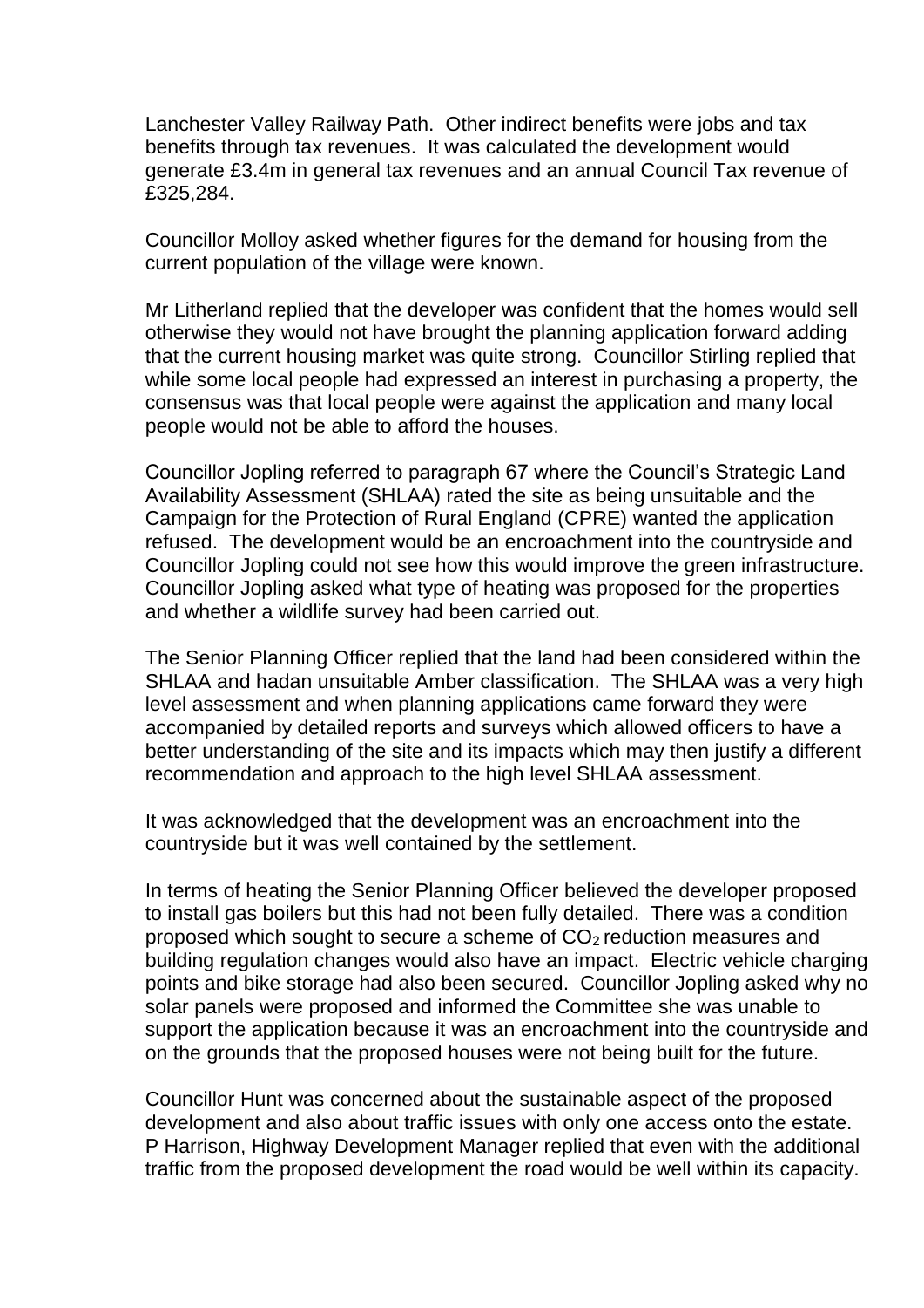Lanchester Valley Railway Path. Other indirect benefits were jobs and tax benefits through tax revenues. It was calculated the development would generate £3.4m in general tax revenues and an annual Council Tax revenue of £325,284.

Councillor Molloy asked whether figures for the demand for housing from the current population of the village were known.

Mr Litherland replied that the developer was confident that the homes would sell otherwise they would not have brought the planning application forward adding that the current housing market was quite strong. Councillor Stirling replied that while some local people had expressed an interest in purchasing a property, the consensus was that local people were against the application and many local people would not be able to afford the houses.

Councillor Jopling referred to paragraph 67 where the Council's Strategic Land Availability Assessment (SHLAA) rated the site as being unsuitable and the Campaign for the Protection of Rural England (CPRE) wanted the application refused. The development would be an encroachment into the countryside and Councillor Jopling could not see how this would improve the green infrastructure. Councillor Jopling asked what type of heating was proposed for the properties and whether a wildlife survey had been carried out.

The Senior Planning Officer replied that the land had been considered within the SHLAA and hadan unsuitable Amber classification. The SHLAA was a very high level assessment and when planning applications came forward they were accompanied by detailed reports and surveys which allowed officers to have a better understanding of the site and its impacts which may then justify a different recommendation and approach to the high level SHLAA assessment.

It was acknowledged that the development was an encroachment into the countryside but it was well contained by the settlement.

In terms of heating the Senior Planning Officer believed the developer proposed to install gas boilers but this had not been fully detailed. There was a condition proposed which sought to secure a scheme of $CO_2$ reduction measures and building regulation changes would also have an impact. Electric vehicle charging points and bike storage had also been secured. Councillor Jopling asked why no solar panels were proposed and informed the Committee she was unable to support the application because it was an encroachment into the countryside and on the grounds that the proposed houses were not being built for the future.

Councillor Hunt was concerned about the sustainable aspect of the proposed development and also about traffic issues with only one access onto the estate. P Harrison, Highway Development Manager replied that even with the additional traffic from the proposed development the road would be well within its capacity.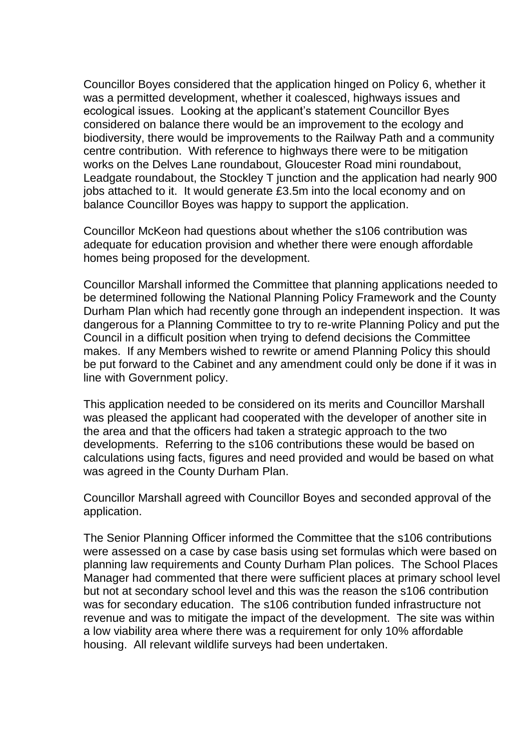Councillor Boyes considered that the application hinged on Policy 6, whether it was a permitted development, whether it coalesced, highways issues and ecological issues. Looking at the applicant's statement Councillor Byes considered on balance there would be an improvement to the ecology and biodiversity, there would be improvements to the Railway Path and a community centre contribution. With reference to highways there were to be mitigation works on the Delves Lane roundabout, Gloucester Road mini roundabout, Leadgate roundabout, the Stockley T junction and the application had nearly 900 jobs attached to it. It would generate £3.5m into the local economy and on balance Councillor Boyes was happy to support the application.

Councillor McKeon had questions about whether the s106 contribution was adequate for education provision and whether there were enough affordable homes being proposed for the development.

Councillor Marshall informed the Committee that planning applications needed to be determined following the National Planning Policy Framework and the County Durham Plan which had recently gone through an independent inspection. It was dangerous for a Planning Committee to try to re-write Planning Policy and put the Council in a difficult position when trying to defend decisions the Committee makes. If any Members wished to rewrite or amend Planning Policy this should be put forward to the Cabinet and any amendment could only be done if it was in line with Government policy.

This application needed to be considered on its merits and Councillor Marshall was pleased the applicant had cooperated with the developer of another site in the area and that the officers had taken a strategic approach to the two developments. Referring to the s106 contributions these would be based on calculations using facts, figures and need provided and would be based on what was agreed in the County Durham Plan.

Councillor Marshall agreed with Councillor Boyes and seconded approval of the application.

The Senior Planning Officer informed the Committee that the s106 contributions were assessed on a case by case basis using set formulas which were based on planning law requirements and County Durham Plan polices. The School Places Manager had commented that there were sufficient places at primary school level but not at secondary school level and this was the reason the s106 contribution was for secondary education. The s106 contribution funded infrastructure not revenue and was to mitigate the impact of the development. The site was within a low viability area where there was a requirement for only 10% affordable housing. All relevant wildlife surveys had been undertaken.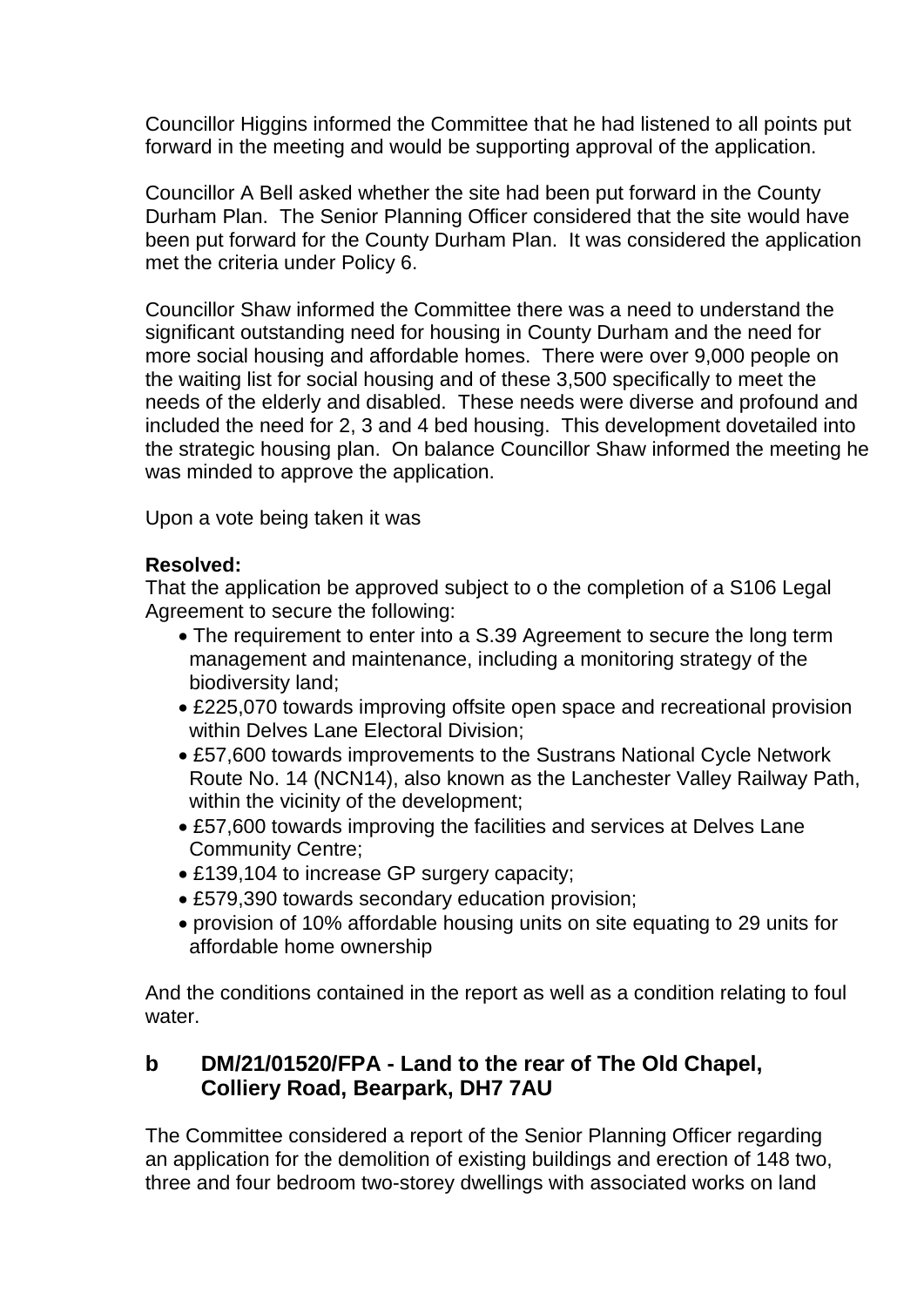Councillor Higgins informed the Committee that he had listened to all points put forward in the meeting and would be supporting approval of the application.

Councillor A Bell asked whether the site had been put forward in the County Durham Plan. The Senior Planning Officer considered that the site would have been put forward for the County Durham Plan. It was considered the application met the criteria under Policy 6.

Councillor Shaw informed the Committee there was a need to understand the significant outstanding need for housing in County Durham and the need for more social housing and affordable homes. There were over 9,000 people on the waiting list for social housing and of these 3,500 specifically to meet the needs of the elderly and disabled. These needs were diverse and profound and included the need for 2, 3 and 4 bed housing. This development dovetailed into the strategic housing plan. On balance Councillor Shaw informed the meeting he was minded to approve the application.

Upon a vote being taken it was

**Resolved:**
That the application be approved subject to o the completion of a S106 Legal Agreement to secure the following:

- The requirement to enter into a S.39 Agreement to secure the long term management and maintenance, including a monitoring strategy of the biodiversity land;
- £225,070 towards improving offsite open space and recreational provision within Delves Lane Electoral Division;
- £57,600 towards improvements to the Sustrans National Cycle Network Route No. 14 (NCN14), also known as the Lanchester Valley Railway Path, within the vicinity of the development;
- £57,600 towards improving the facilities and services at Delves Lane Community Centre;
- £139,104 to increase GP surgery capacity;
- £579,390 towards secondary education provision;
- provision of 10% affordable housing units on site equating to 29 units for affordable home ownership

And the conditions contained in the report as well as a condition relating to foul water.

## b DM/21/01520/FPA - Land to the rear of The Old Chapel, Colliery Road, Bearpark, DH7 7AU

The Committee considered a report of the Senior Planning Officer regarding an application for the demolition of existing buildings and erection of 148 two, three and four bedroom two-storey dwellings with associated works on land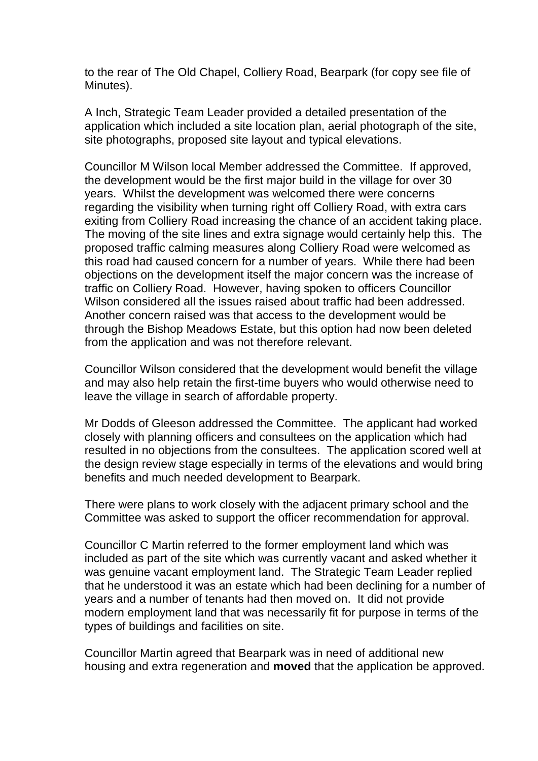to the rear of The Old Chapel, Colliery Road, Bearpark (for copy see file of Minutes).

A Inch, Strategic Team Leader provided a detailed presentation of the application which included a site location plan, aerial photograph of the site, site photographs, proposed site layout and typical elevations.

Councillor M Wilson local Member addressed the Committee. If approved, the development would be the first major build in the village for over 30 years. Whilst the development was welcomed there were concerns regarding the visibility when turning right off Colliery Road, with extra cars exiting from Colliery Road increasing the chance of an accident taking place. The moving of the site lines and extra signage would certainly help this. The proposed traffic calming measures along Colliery Road were welcomed as this road had caused concern for a number of years. While there had been objections on the development itself the major concern was the increase of traffic on Colliery Road. However, having spoken to officers Councillor Wilson considered all the issues raised about traffic had been addressed. Another concern raised was that access to the development would be through the Bishop Meadows Estate, but this option had now been deleted from the application and was not therefore relevant.

Councillor Wilson considered that the development would benefit the village and may also help retain the first-time buyers who would otherwise need to leave the village in search of affordable property.

Mr Dodds of Gleeson addressed the Committee. The applicant had worked closely with planning officers and consultees on the application which had resulted in no objections from the consultees. The application scored well at the design review stage especially in terms of the elevations and would bring benefits and much needed development to Bearpark.

There were plans to work closely with the adjacent primary school and the Committee was asked to support the officer recommendation for approval.

Councillor C Martin referred to the former employment land which was included as part of the site which was currently vacant and asked whether it was genuine vacant employment land. The Strategic Team Leader replied that he understood it was an estate which had been declining for a number of years and a number of tenants had then moved on. It did not provide modern employment land that was necessarily fit for purpose in terms of the types of buildings and facilities on site.

Councillor Martin agreed that Bearpark was in need of additional new housing and extra regeneration and **moved** that the application be approved.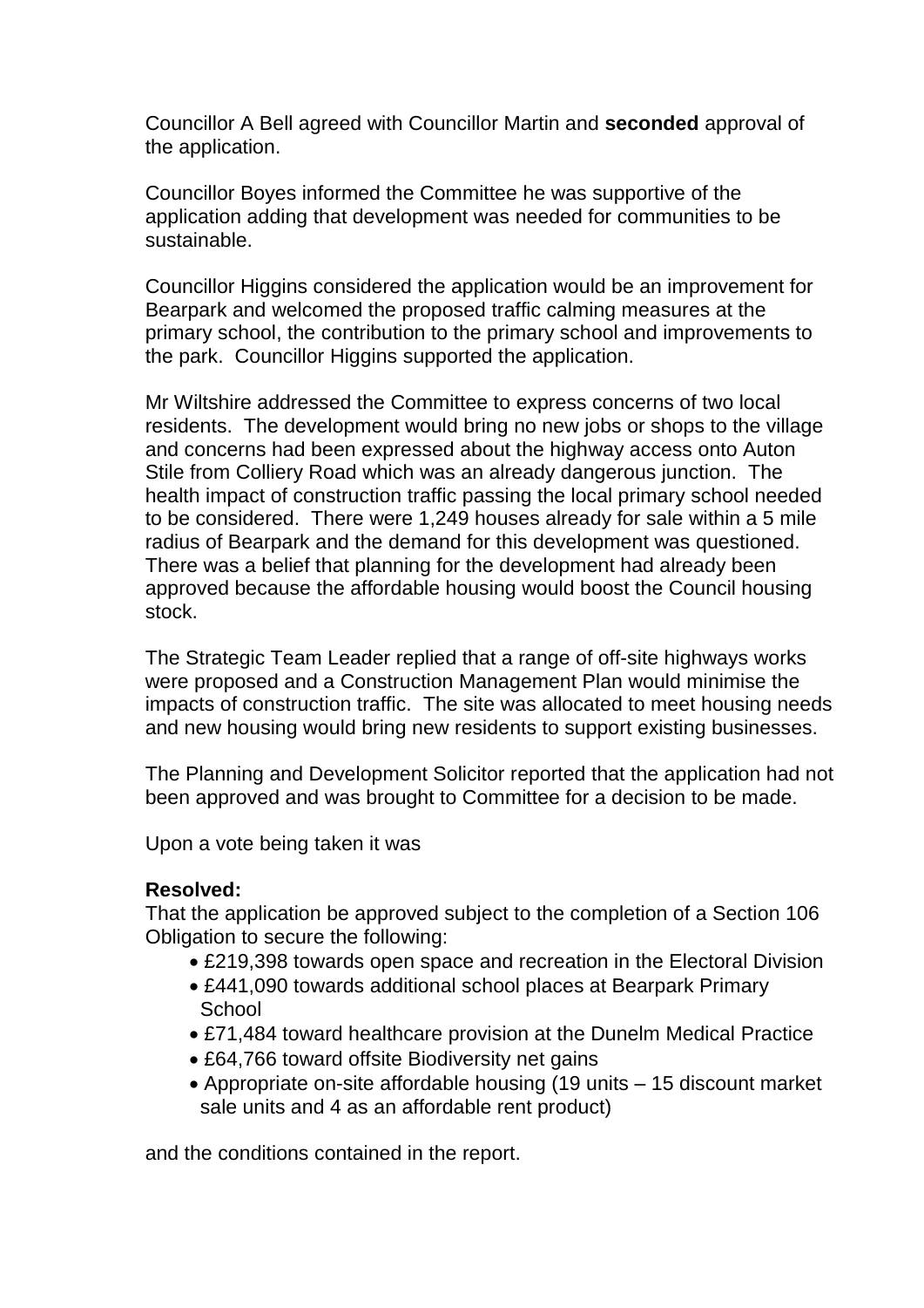Councillor A Bell agreed with Councillor Martin and **seconded** approval of the application.

Councillor Boyes informed the Committee he was supportive of the application adding that development was needed for communities to be sustainable.

Councillor Higgins considered the application would be an improvement for Bearpark and welcomed the proposed traffic calming measures at the primary school, the contribution to the primary school and improvements to the park. Councillor Higgins supported the application.

Mr Wiltshire addressed the Committee to express concerns of two local residents. The development would bring no new jobs or shops to the village and concerns had been expressed about the highway access onto Auton Stile from Colliery Road which was an already dangerous junction. The health impact of construction traffic passing the local primary school needed to be considered. There were 1,249 houses already for sale within a 5 mile radius of Bearpark and the demand for this development was questioned. There was a belief that planning for the development had already been approved because the affordable housing would boost the Council housing stock.

The Strategic Team Leader replied that a range of off-site highways works were proposed and a Construction Management Plan would minimise the impacts of construction traffic. The site was allocated to meet housing needs and new housing would bring new residents to support existing businesses.

The Planning and Development Solicitor reported that the application had not been approved and was brought to Committee for a decision to be made.

Upon a vote being taken it was

**Resolved:**
That the application be approved subject to the completion of a Section 106 Obligation to secure the following:

- £219,398 towards open space and recreation in the Electoral Division
- £441,090 towards additional school places at Bearpark Primary School
- £71,484 toward healthcare provision at the Dunelm Medical Practice
- £64,766 toward offsite Biodiversity net gains
- Appropriate on-site affordable housing (19 units – 15 discount market sale units and 4 as an affordable rent product)

and the conditions contained in the report.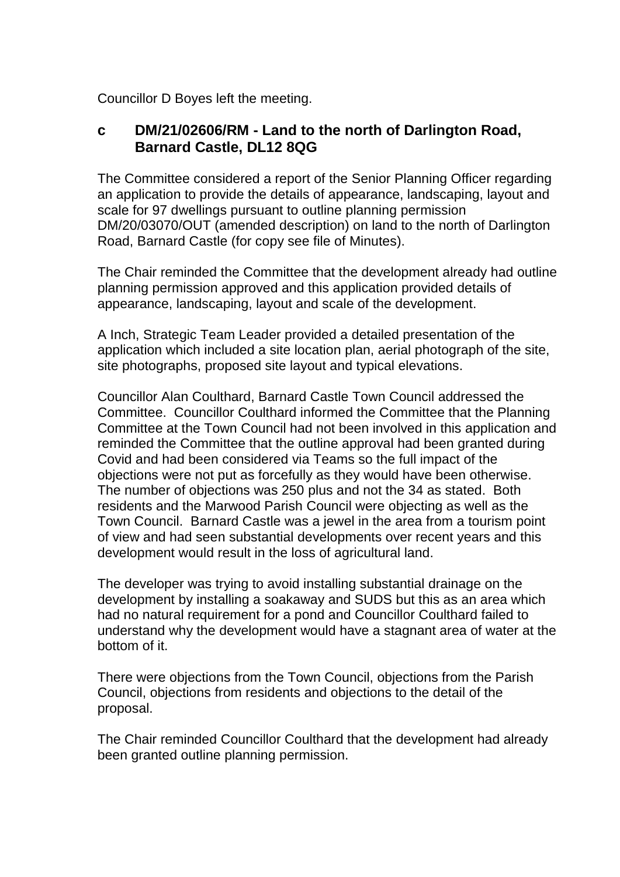Councillor D Boyes left the meeting.

### c DM/21/02606/RM - Land to the north of Darlington Road, Barnard Castle, DL12 8QG

The Committee considered a report of the Senior Planning Officer regarding an application to provide the details of appearance, landscaping, layout and scale for 97 dwellings pursuant to outline planning permission DM/20/03070/OUT (amended description) on land to the north of Darlington Road, Barnard Castle (for copy see file of Minutes).

The Chair reminded the Committee that the development already had outline planning permission approved and this application provided details of appearance, landscaping, layout and scale of the development.

A Inch, Strategic Team Leader provided a detailed presentation of the application which included a site location plan, aerial photograph of the site, site photographs, proposed site layout and typical elevations.

Councillor Alan Coulthard, Barnard Castle Town Council addressed the Committee. Councillor Coulthard informed the Committee that the Planning Committee at the Town Council had not been involved in this application and reminded the Committee that the outline approval had been granted during Covid and had been considered via Teams so the full impact of the objections were not put as forcefully as they would have been otherwise. The number of objections was 250 plus and not the 34 as stated. Both residents and the Marwood Parish Council were objecting as well as the Town Council. Barnard Castle was a jewel in the area from a tourism point of view and had seen substantial developments over recent years and this development would result in the loss of agricultural land.

The developer was trying to avoid installing substantial drainage on the development by installing a soakaway and SUDS but this as an area which had no natural requirement for a pond and Councillor Coulthard failed to understand why the development would have a stagnant area of water at the bottom of it.

There were objections from the Town Council, objections from the Parish Council, objections from residents and objections to the detail of the proposal.

The Chair reminded Councillor Coulthard that the development had already been granted outline planning permission.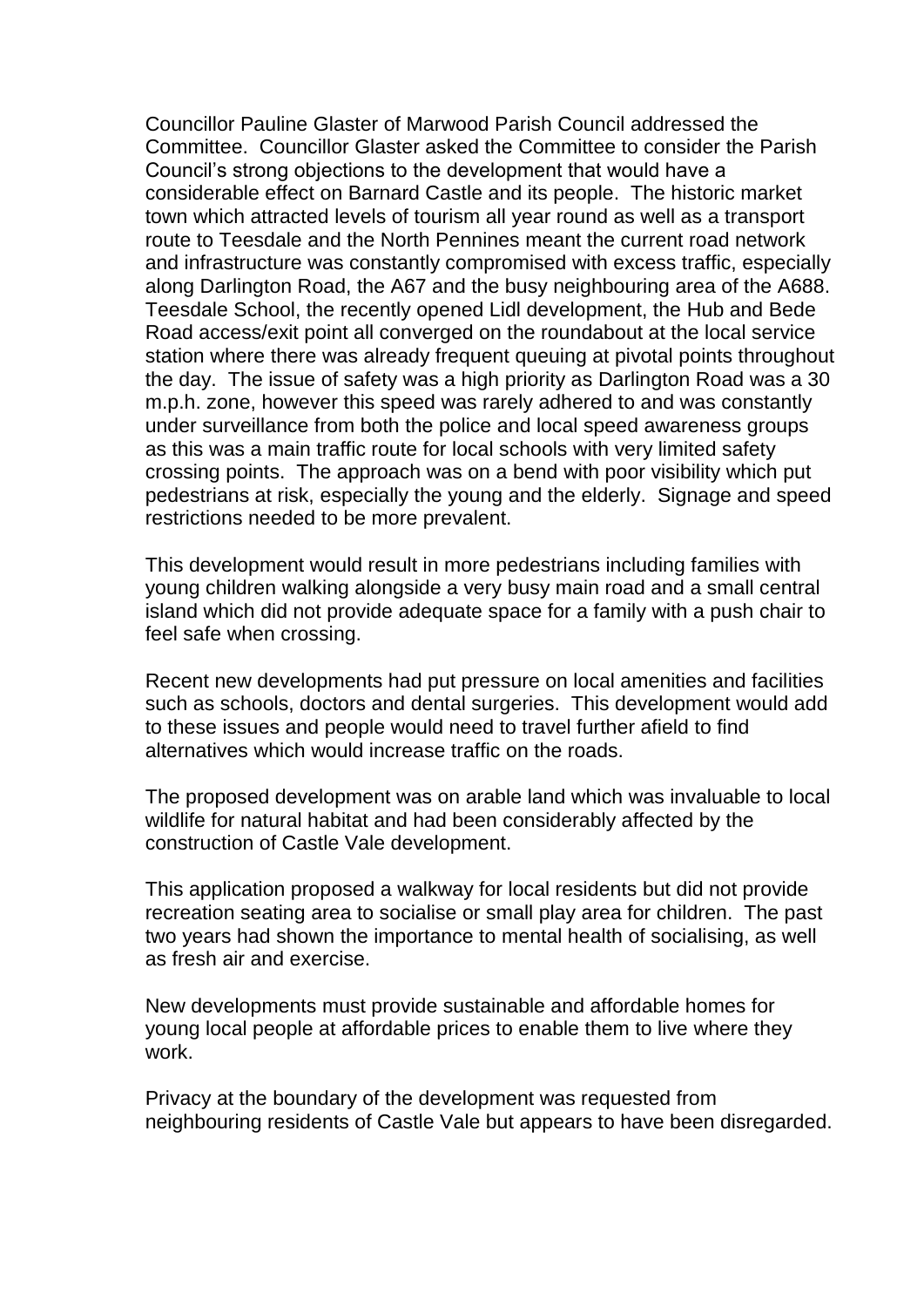Councillor Pauline Glaster of Marwood Parish Council addressed the Committee. Councillor Glaster asked the Committee to consider the Parish Council's strong objections to the development that would have a considerable effect on Barnard Castle and its people. The historic market town which attracted levels of tourism all year round as well as a transport route to Teesdale and the North Pennines meant the current road network and infrastructure was constantly compromised with excess traffic, especially along Darlington Road, the A67 and the busy neighbouring area of the A688. Teesdale School, the recently opened Lidl development, the Hub and Bede Road access/exit point all converged on the roundabout at the local service station where there was already frequent queuing at pivotal points throughout the day. The issue of safety was a high priority as Darlington Road was a 30 m.p.h. zone, however this speed was rarely adhered to and was constantly under surveillance from both the police and local speed awareness groups as this was a main traffic route for local schools with very limited safety crossing points. The approach was on a bend with poor visibility which put pedestrians at risk, especially the young and the elderly. Signage and speed restrictions needed to be more prevalent.

This development would result in more pedestrians including families with young children walking alongside a very busy main road and a small central island which did not provide adequate space for a family with a push chair to feel safe when crossing.

Recent new developments had put pressure on local amenities and facilities such as schools, doctors and dental surgeries. This development would add to these issues and people would need to travel further afield to find alternatives which would increase traffic on the roads.

The proposed development was on arable land which was invaluable to local wildlife for natural habitat and had been considerably affected by the construction of Castle Vale development.

This application proposed a walkway for local residents but did not provide recreation seating area to socialise or small play area for children. The past two years had shown the importance to mental health of socialising, as well as fresh air and exercise.

New developments must provide sustainable and affordable homes for young local people at affordable prices to enable them to live where they work.

Privacy at the boundary of the development was requested from neighbouring residents of Castle Vale but appears to have been disregarded.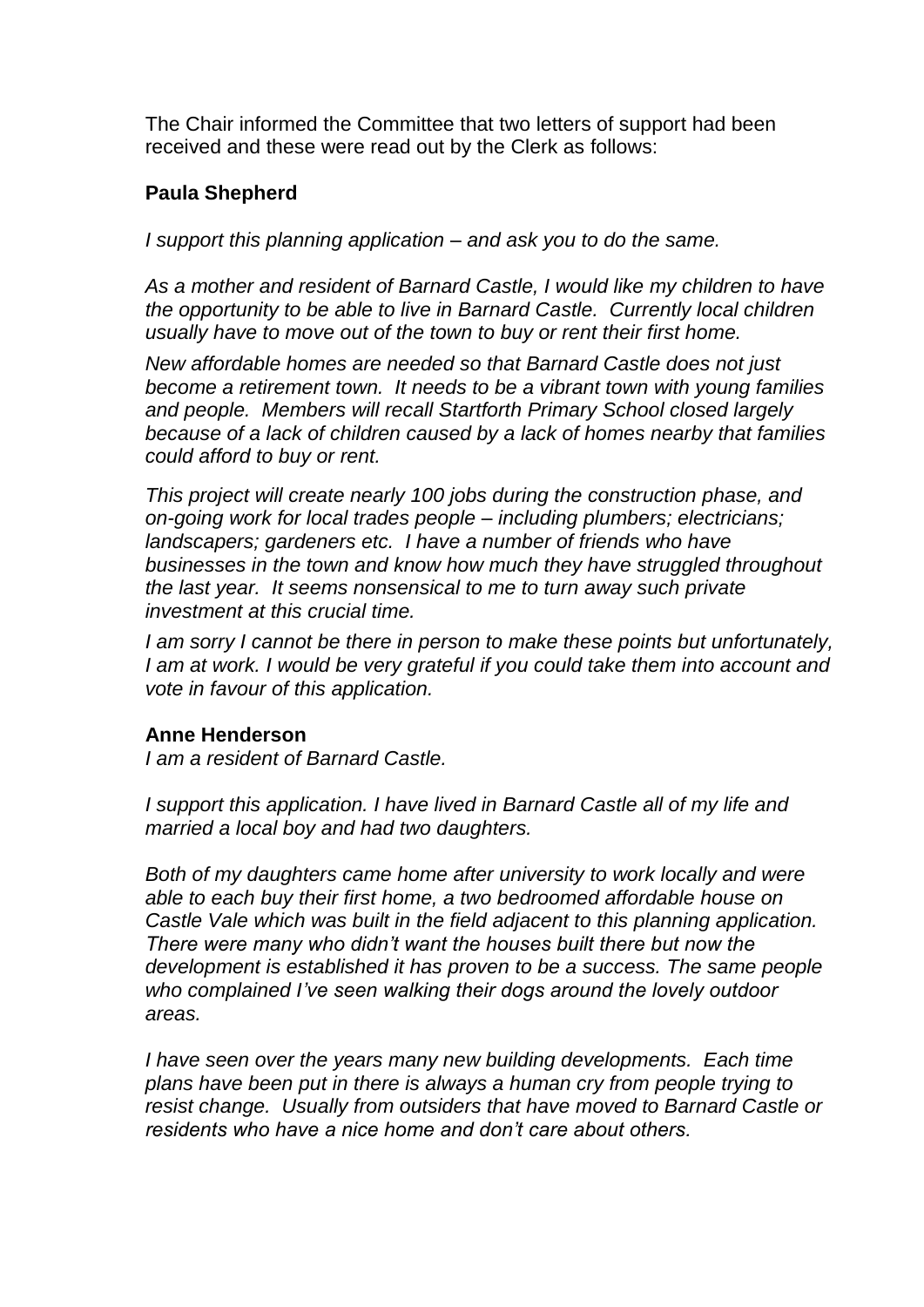The Chair informed the Committee that two letters of support had been received and these were read out by the Clerk as follows:

**Paula Shepherd**

*I support this planning application – and ask you to do the same.*

*As a mother and resident of Barnard Castle, I would like my children to have the opportunity to be able to live in Barnard Castle. Currently local children usually have to move out of the town to buy or rent their first home.*

*New affordable homes are needed so that Barnard Castle does not just become a retirement town. It needs to be a vibrant town with young families and people. Members will recall Startforth Primary School closed largely because of a lack of children caused by a lack of homes nearby that families could afford to buy or rent.*

*This project will create nearly 100 jobs during the construction phase, and on-going work for local trades people – including plumbers; electricians; landscapers; gardeners etc. I have a number of friends who have businesses in the town and know how much they have struggled throughout the last year. It seems nonsensical to me to turn away such private investment at this crucial time.*

*I am sorry I cannot be there in person to make these points but unfortunately, I am at work. I would be very grateful if you could take them into account and vote in favour of this application.*

**Anne Henderson**

*I am a resident of Barnard Castle.*

*I support this application. I have lived in Barnard Castle all of my life and married a local boy and had two daughters.*

*Both of my daughters came home after university to work locally and were able to each buy their first home, a two bedroomed affordable house on Castle Vale which was built in the field adjacent to this planning application. There were many who didn't want the houses built there but now the development is established it has proven to be a success. The same people who complained I've seen walking their dogs around the lovely outdoor areas.*

*I have seen over the years many new building developments. Each time plans have been put in there is always a human cry from people trying to resist change. Usually from outsiders that have moved to Barnard Castle or residents who have a nice home and don't care about others.*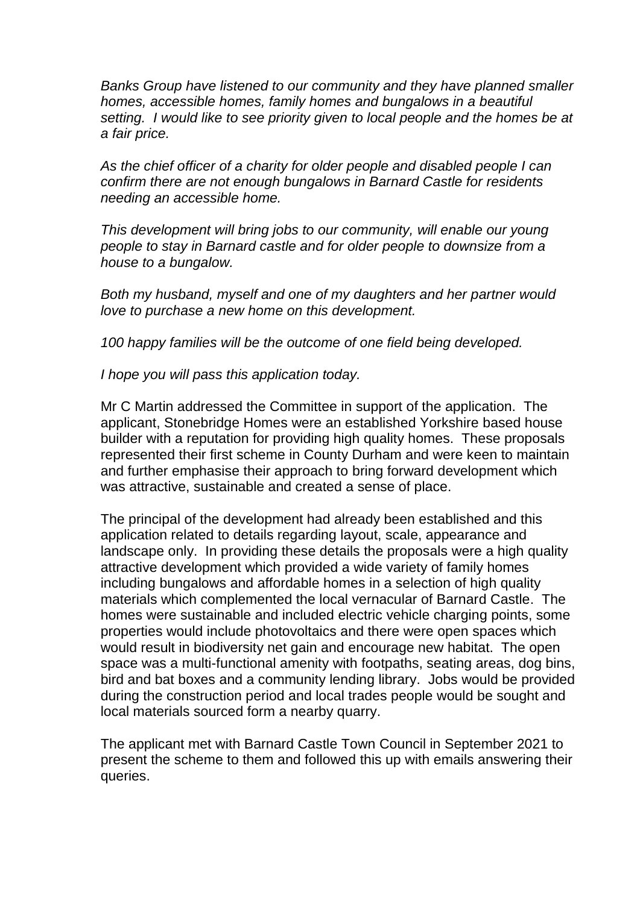*Banks Group have listened to our community and they have planned smaller homes, accessible homes, family homes and bungalows in a beautiful setting. I would like to see priority given to local people and the homes be at a fair price.*

*As the chief officer of a charity for older people and disabled people I can confirm there are not enough bungalows in Barnard Castle for residents needing an accessible home.*

*This development will bring jobs to our community, will enable our young people to stay in Barnard castle and for older people to downsize from a house to a bungalow.*

*Both my husband, myself and one of my daughters and her partner would love to purchase a new home on this development.*

*100 happy families will be the outcome of one field being developed.*

*I hope you will pass this application today.*

Mr C Martin addressed the Committee in support of the application. The applicant, Stonebridge Homes were an established Yorkshire based house builder with a reputation for providing high quality homes. These proposals represented their first scheme in County Durham and were keen to maintain and further emphasise their approach to bring forward development which was attractive, sustainable and created a sense of place.

The principal of the development had already been established and this application related to details regarding layout, scale, appearance and landscape only. In providing these details the proposals were a high quality attractive development which provided a wide variety of family homes including bungalows and affordable homes in a selection of high quality materials which complemented the local vernacular of Barnard Castle. The homes were sustainable and included electric vehicle charging points, some properties would include photovoltaics and there were open spaces which would result in biodiversity net gain and encourage new habitat. The open space was a multi-functional amenity with footpaths, seating areas, dog bins, bird and bat boxes and a community lending library. Jobs would be provided during the construction period and local trades people would be sought and local materials sourced form a nearby quarry.

The applicant met with Barnard Castle Town Council in September 2021 to present the scheme to them and followed this up with emails answering their queries.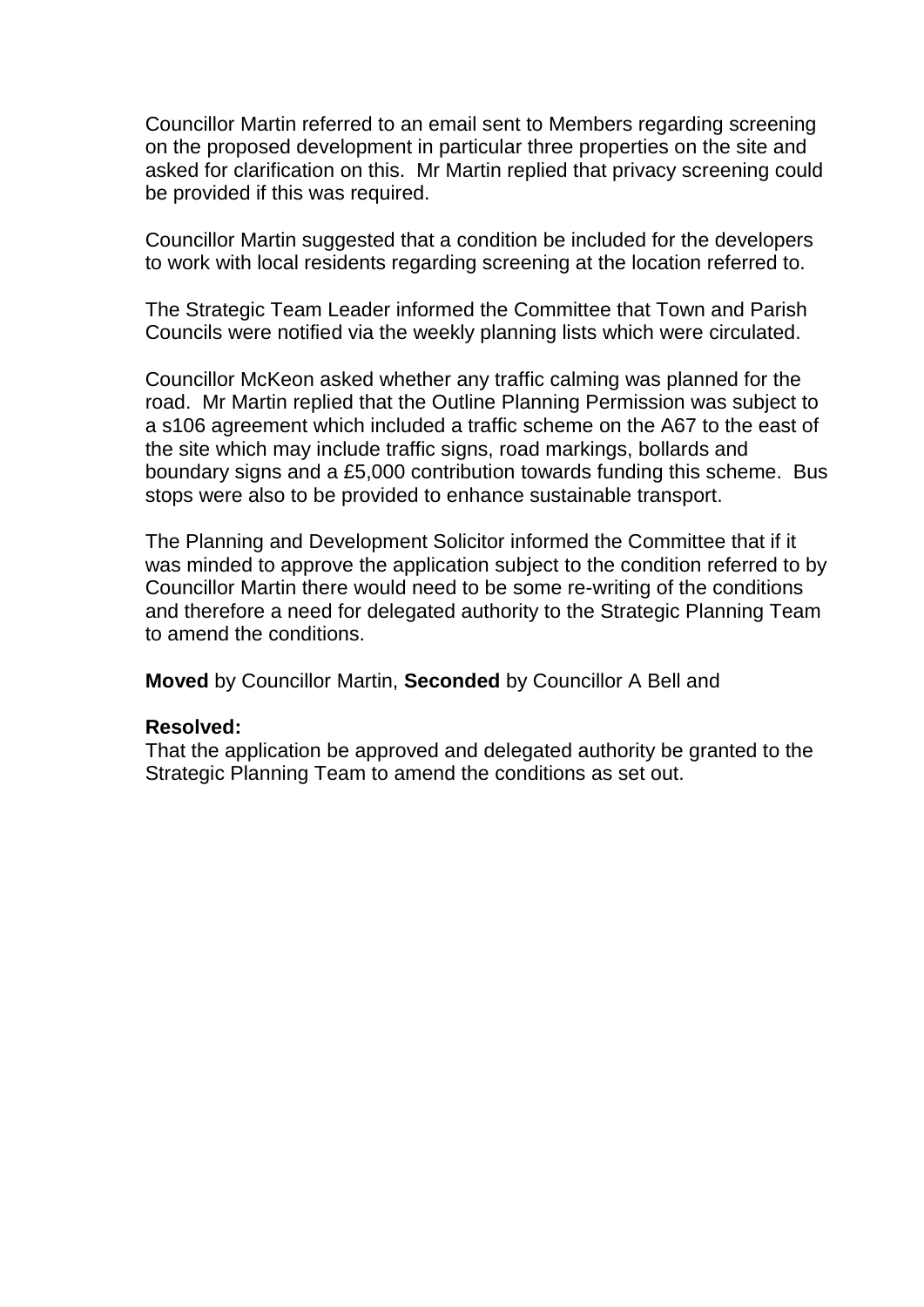Councillor Martin referred to an email sent to Members regarding screening on the proposed development in particular three properties on the site and asked for clarification on this. Mr Martin replied that privacy screening could be provided if this was required.

Councillor Martin suggested that a condition be included for the developers to work with local residents regarding screening at the location referred to.

The Strategic Team Leader informed the Committee that Town and Parish Councils were notified via the weekly planning lists which were circulated.

Councillor McKeon asked whether any traffic calming was planned for the road. Mr Martin replied that the Outline Planning Permission was subject to a s106 agreement which included a traffic scheme on the A67 to the east of the site which may include traffic signs, road markings, bollards and boundary signs and a £5,000 contribution towards funding this scheme. Bus stops were also to be provided to enhance sustainable transport.

The Planning and Development Solicitor informed the Committee that if it was minded to approve the application subject to the condition referred to by Councillor Martin there would need to be some re-writing of the conditions and therefore a need for delegated authority to the Strategic Planning Team to amend the conditions.

**Moved** by Councillor Martin, **Seconded** by Councillor A Bell and

**Resolved:**
That the application be approved and delegated authority be granted to the Strategic Planning Team to amend the conditions as set out.